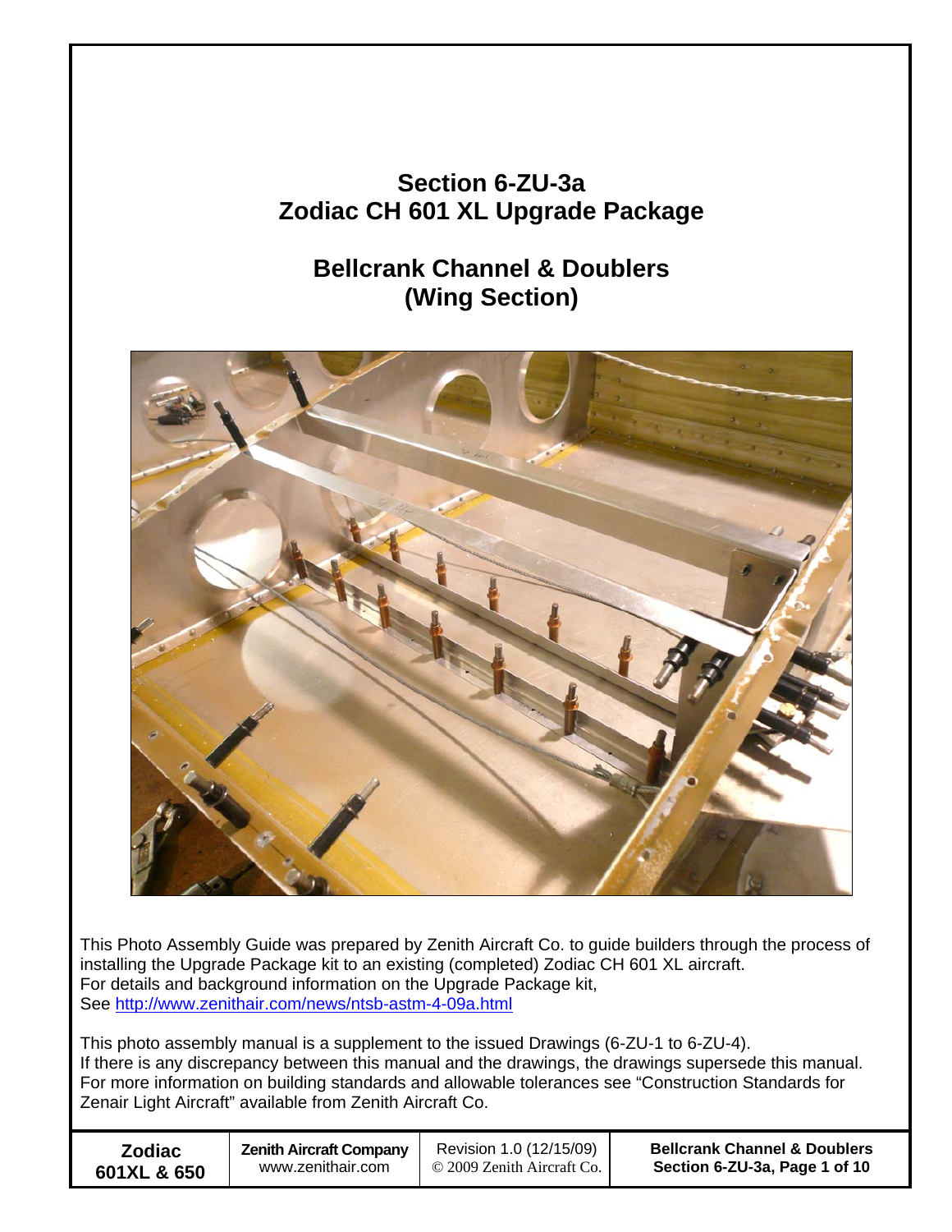# Section 6-ZU-3a
# Zodiac CH 601 XL Upgrade Package

## Bellcrank Channel & Doublers
## (Wing Section)

This Photo Assembly Guide was prepared by Zenith Aircraft Co. to guide builders through the process of installing the Upgrade Package kit to an existing (completed) Zodiac CH 601 XL aircraft.
For details and background information on the Upgrade Package kit,
See http://www.zenithair.com/news/ntsb-astm-4-09a.html

This photo assembly manual is a supplement to the issued Drawings (6-ZU-1 to 6-ZU-4).
If there is any discrepancy between this manual and the drawings, the drawings supersede this manual.
For more information on building standards and allowable tolerances see "Construction Standards for Zenair Light Aircraft" available from Zenith Aircraft Co.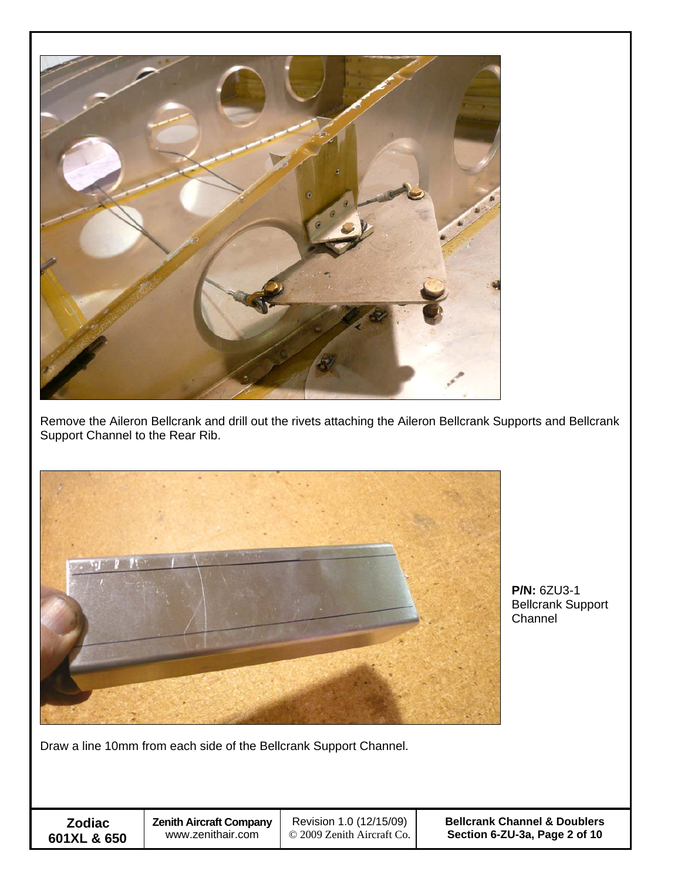Remove the Aileron Bellcrank and drill out the rivets attaching the Aileron Bellcrank Supports and Bellcrank Support Channel to the Rear Rib.

**P/N:** 6ZU3-1
Bellcrank Support Channel

Draw a line 10mm from each side of the Bellcrank Support Channel.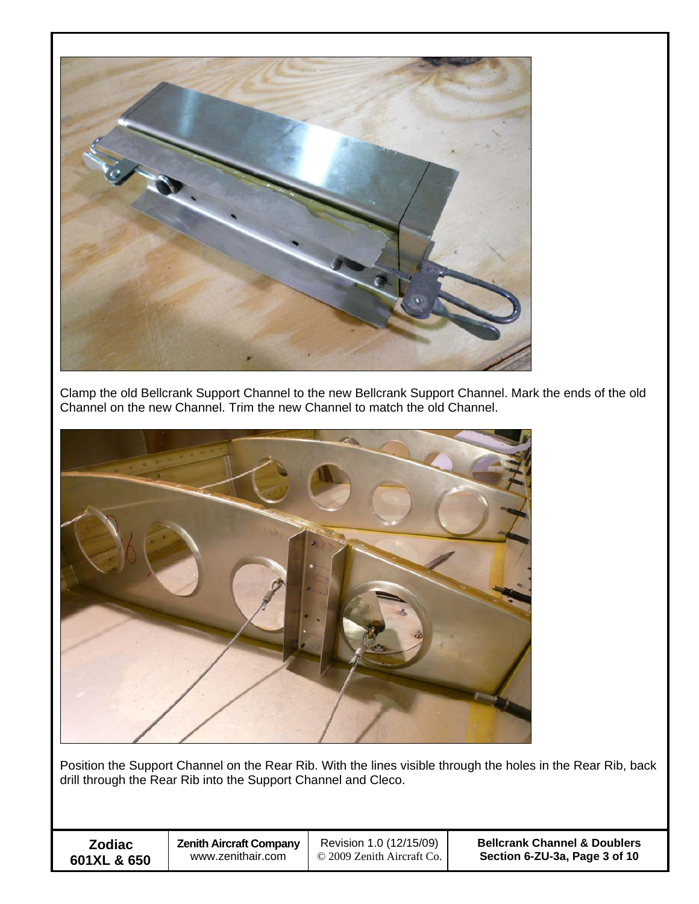Clamp the old Bellcrank Support Channel to the new Bellcrank Support Channel. Mark the ends of the old Channel on the new Channel. Trim the new Channel to match the old Channel.

Position the Support Channel on the Rear Rib. With the lines visible through the holes in the Rear Rib, back drill through the Rear Rib into the Support Channel and Cleco.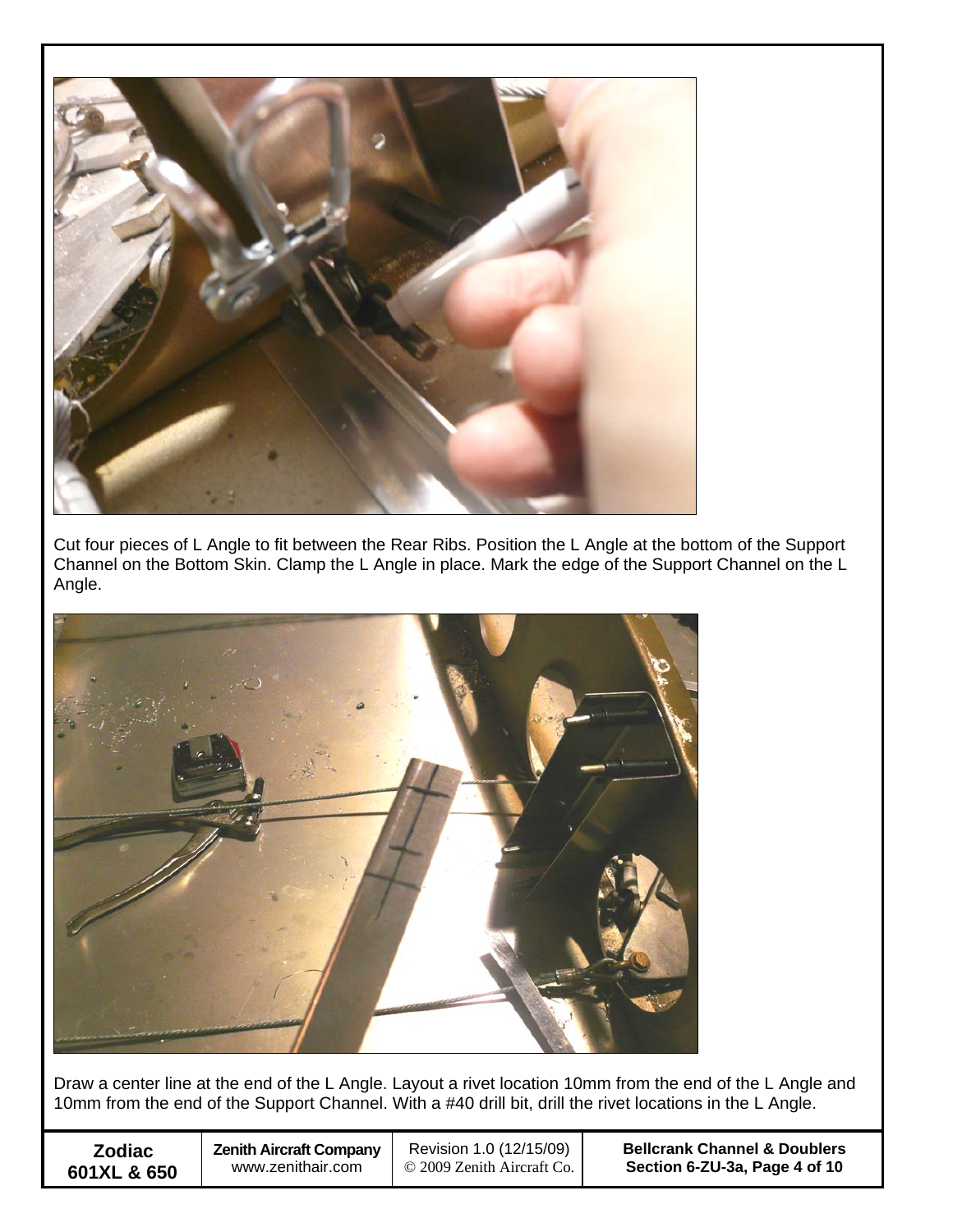Cut four pieces of L Angle to fit between the Rear Ribs. Position the L Angle at the bottom of the Support Channel on the Bottom Skin. Clamp the L Angle in place. Mark the edge of the Support Channel on the L Angle.

Draw a center line at the end of the L Angle. Layout a rivet location 10mm from the end of the L Angle and 10mm from the end of the Support Channel. With a #40 drill bit, drill the rivet locations in the L Angle.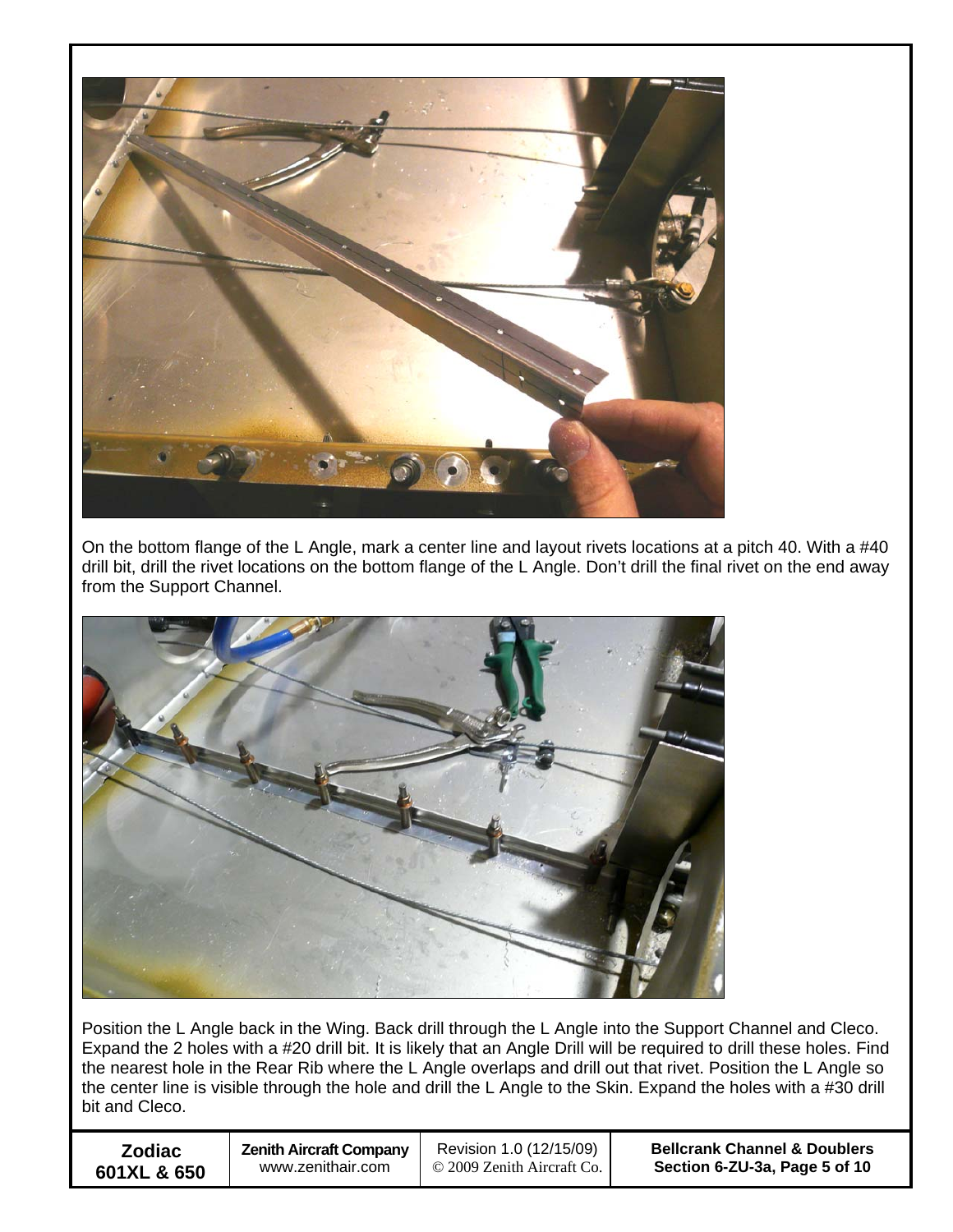On the bottom flange of the L Angle, mark a center line and layout rivets locations at a pitch 40. With a #40 drill bit, drill the rivet locations on the bottom flange of the L Angle. Don't drill the final rivet on the end away from the Support Channel.

Position the L Angle back in the Wing. Back drill through the L Angle into the Support Channel and Cleco. Expand the 2 holes with a #20 drill bit. It is likely that an Angle Drill will be required to drill these holes. Find the nearest hole in the Rear Rib where the L Angle overlaps and drill out that rivet. Position the L Angle so the center line is visible through the hole and drill the L Angle to the Skin. Expand the holes with a #30 drill bit and Cleco.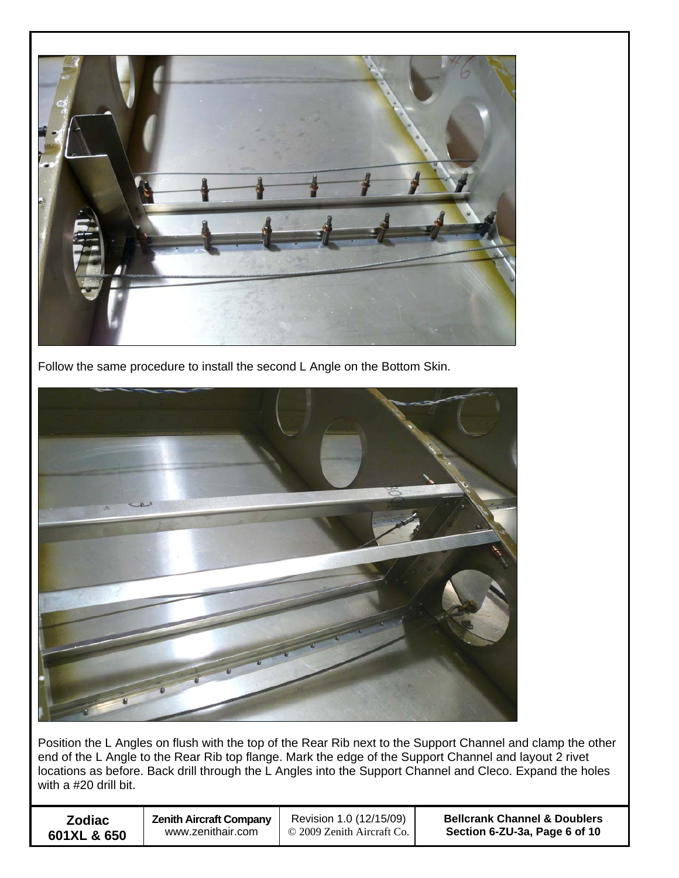Follow the same procedure to install the second L Angle on the Bottom Skin.

Position the L Angles on flush with the top of the Rear Rib next to the Support Channel and clamp the other end of the L Angle to the Rear Rib top flange. Mark the edge of the Support Channel and layout 2 rivet locations as before. Back drill through the L Angles into the Support Channel and Cleco. Expand the holes with a #20 drill bit.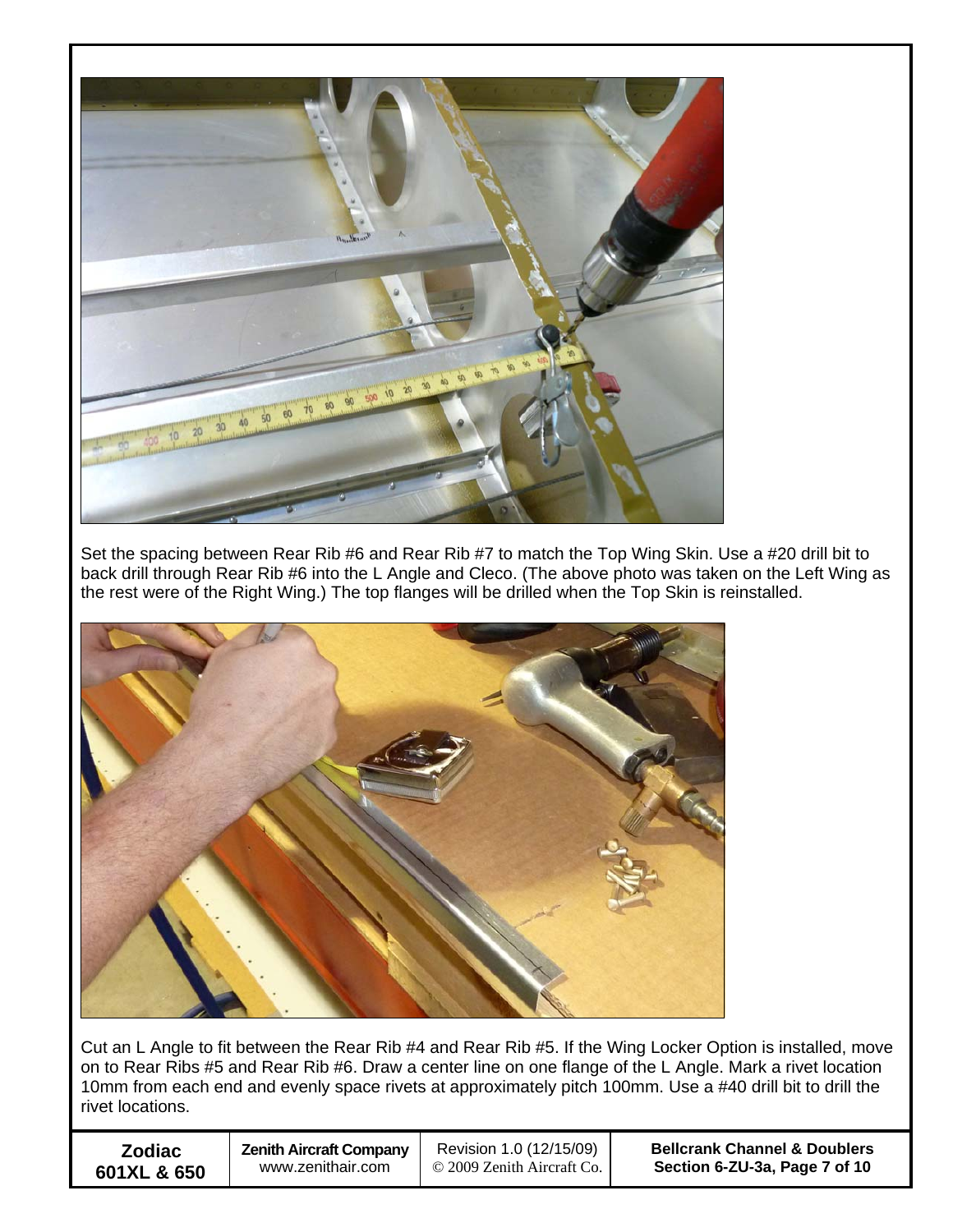Set the spacing between Rear Rib #6 and Rear Rib #7 to match the Top Wing Skin. Use a #20 drill bit to back drill through Rear Rib #6 into the L Angle and Cleco. (The above photo was taken on the Left Wing as the rest were of the Right Wing.) The top flanges will be drilled when the Top Skin is reinstalled.

Cut an L Angle to fit between the Rear Rib #4 and Rear Rib #5. If the Wing Locker Option is installed, move on to Rear Ribs #5 and Rear Rib #6. Draw a center line on one flange of the L Angle. Mark a rivet location 10mm from each end and evenly space rivets at approximately pitch 100mm. Use a #40 drill bit to drill the rivet locations.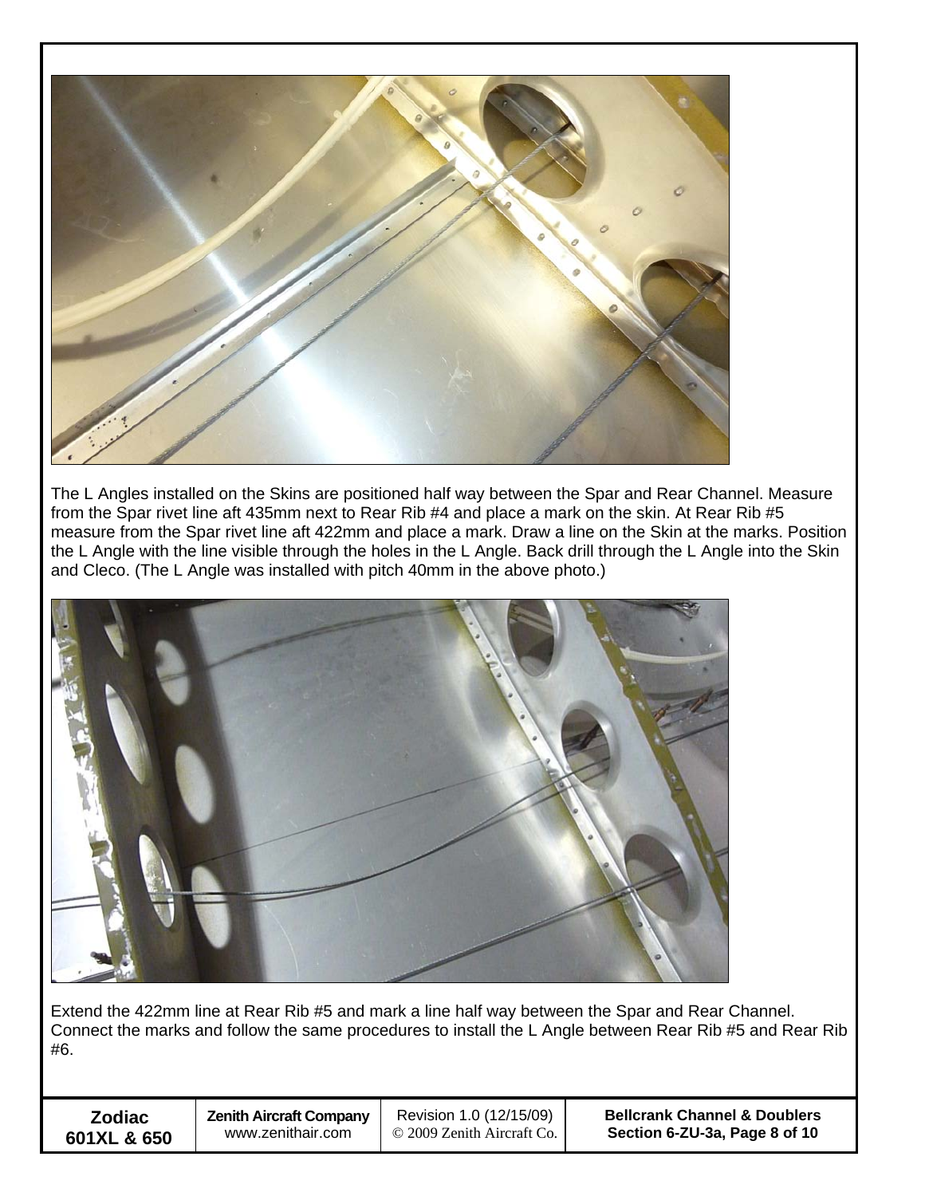The L Angles installed on the Skins are positioned half way between the Spar and Rear Channel. Measure from the Spar rivet line aft 435mm next to Rear Rib #4 and place a mark on the skin. At Rear Rib #5 measure from the Spar rivet line aft 422mm and place a mark. Draw a line on the Skin at the marks. Position the L Angle with the line visible through the holes in the L Angle. Back drill through the L Angle into the Skin and Cleco. (The L Angle was installed with pitch 40mm in the above photo.)

Extend the 422mm line at Rear Rib #5 and mark a line half way between the Spar and Rear Channel. Connect the marks and follow the same procedures to install the L Angle between Rear Rib #5 and Rear Rib #6.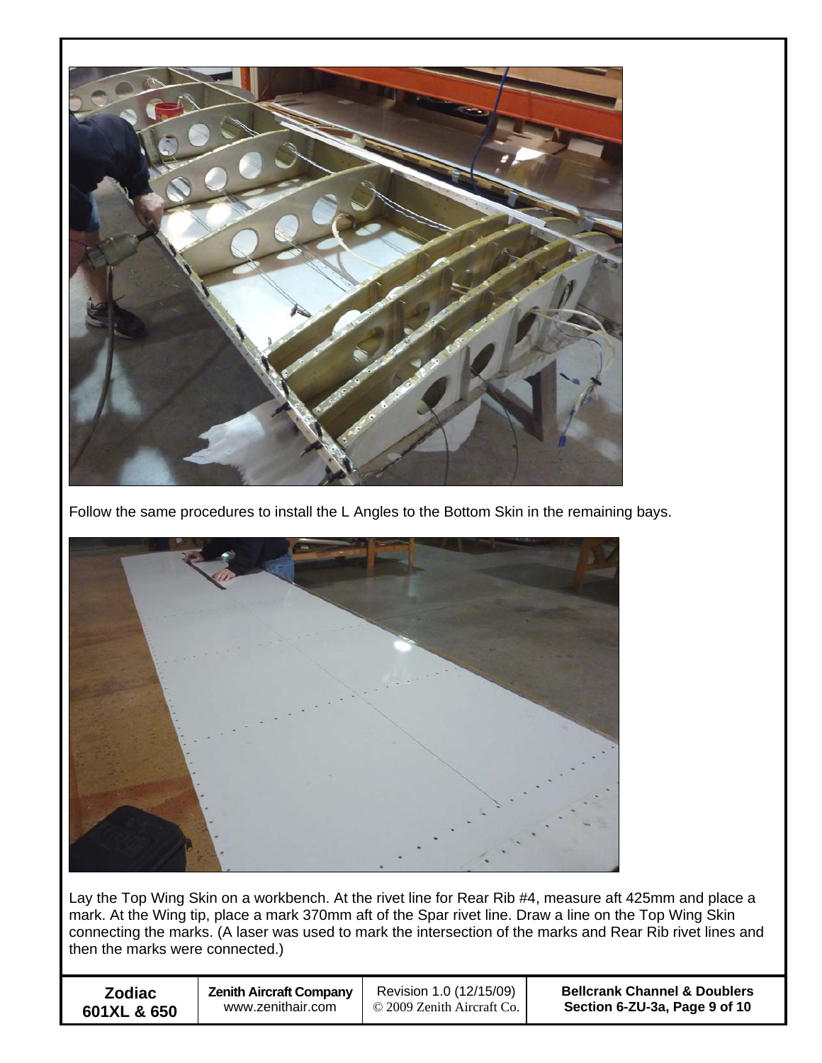Follow the same procedures to install the L Angles to the Bottom Skin in the remaining bays.

Lay the Top Wing Skin on a workbench. At the rivet line for Rear Rib #4, measure aft 425mm and place a mark. At the Wing tip, place a mark 370mm aft of the Spar rivet line. Draw a line on the Top Wing Skin connecting the marks. (A laser was used to mark the intersection of the marks and Rear Rib rivet lines and then the marks were connected.)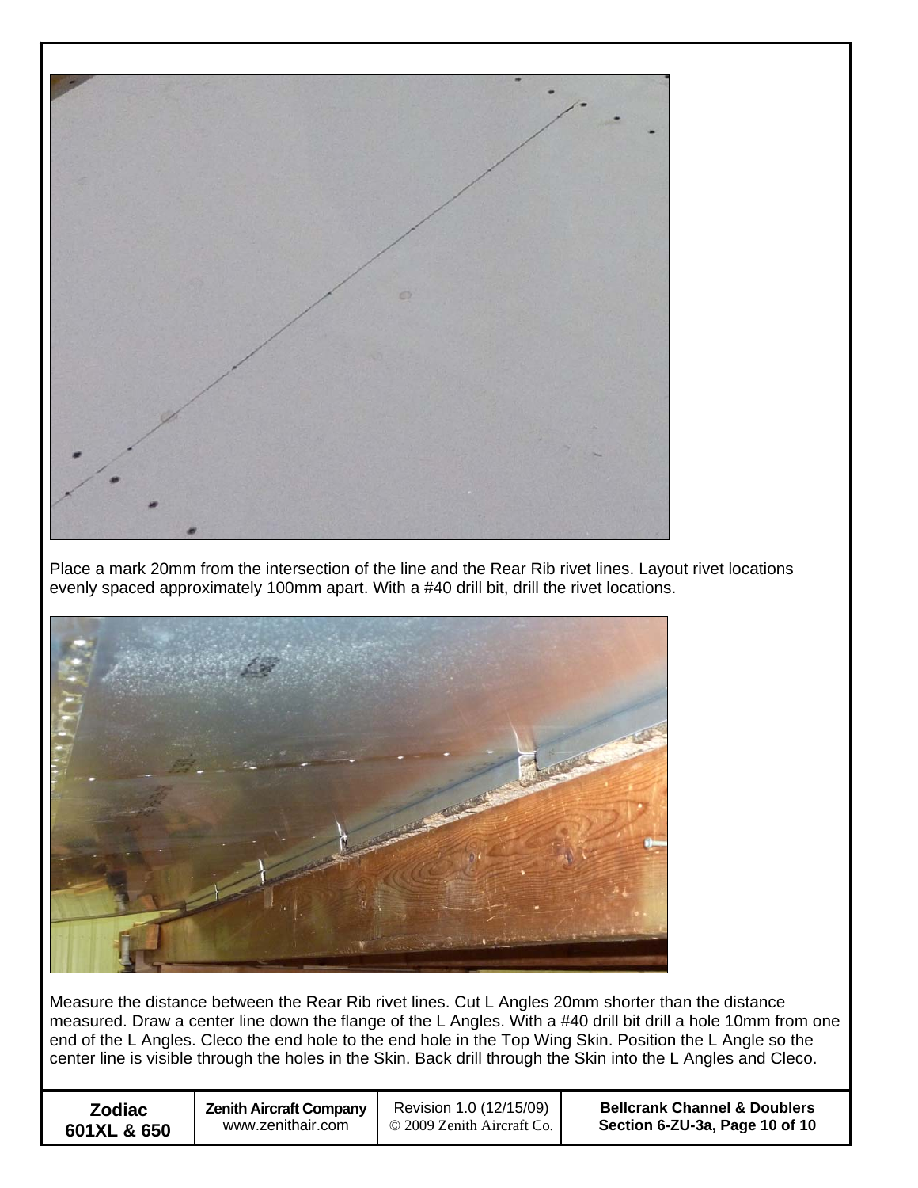Place a mark 20mm from the intersection of the line and the Rear Rib rivet lines. Layout rivet locations evenly spaced approximately 100mm apart. With a #40 drill bit, drill the rivet locations.

Measure the distance between the Rear Rib rivet lines. Cut L Angles 20mm shorter than the distance measured. Draw a center line down the flange of the L Angles. With a #40 drill bit drill a hole 10mm from one end of the L Angles. Cleco the end hole to the end hole in the Top Wing Skin. Position the L Angle so the center line is visible through the holes in the Skin. Back drill through the Skin into the L Angles and Cleco.